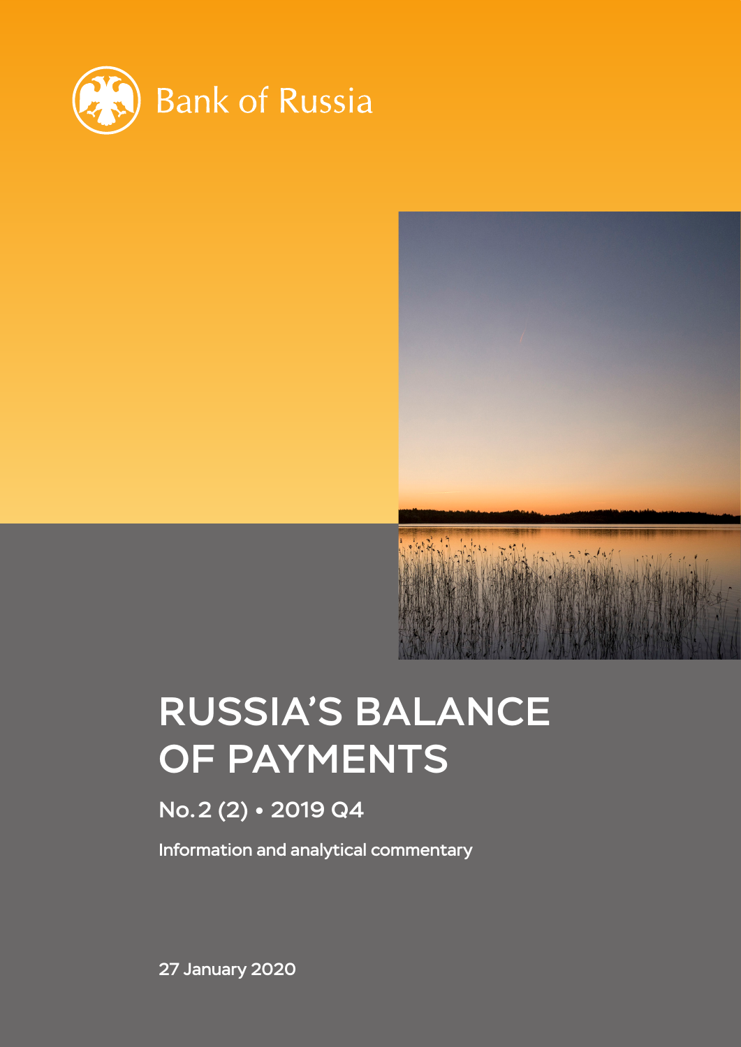Bank of Russia

# RUSSIA'S BALANCE OF PAYMENTS

## No. 2 (2) • 2019 Q4

Information and analytical commentary

27 January 2020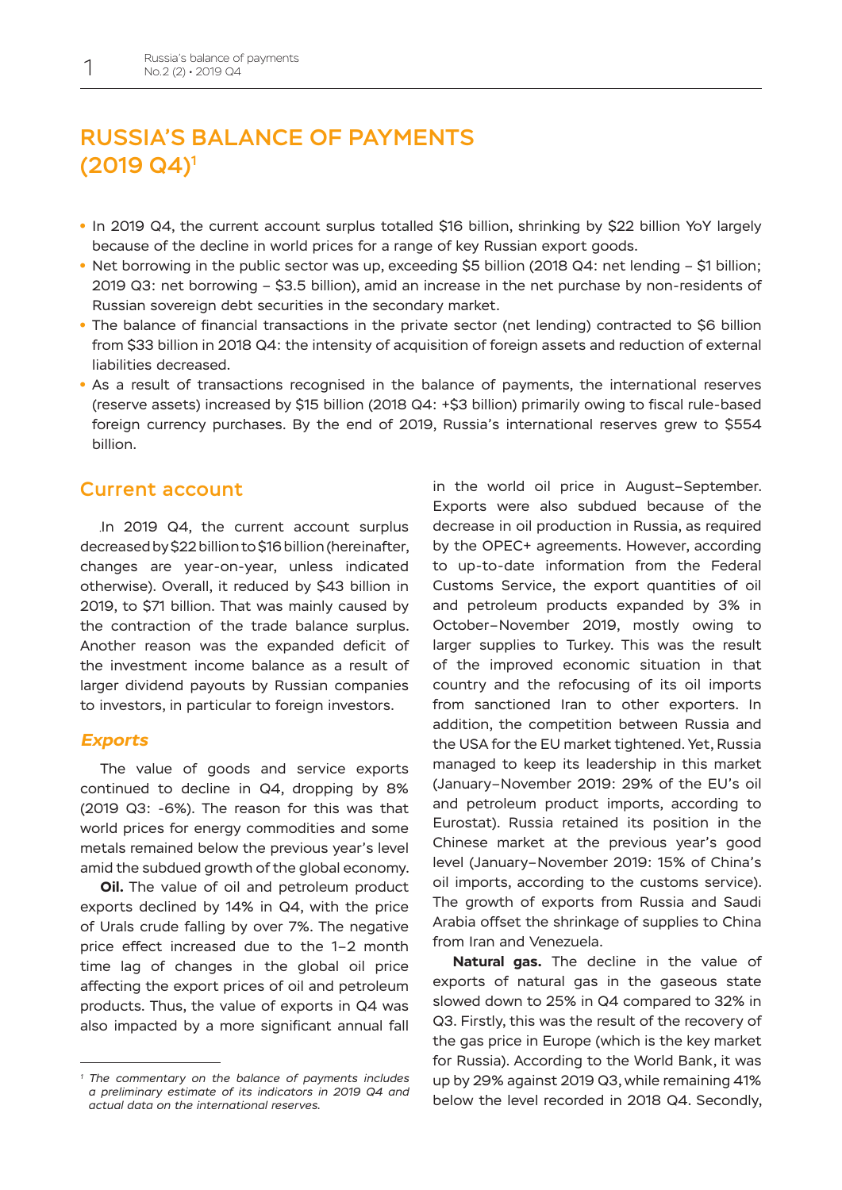# RUSSIA'S BALANCE OF PAYMENTS (2019 Q4)[1]

- In 2019 Q4, the current account surplus totalled $16 billion, shrinking by $22 billion YoY largely because of the decline in world prices for a range of key Russian export goods.
- Net borrowing in the public sector was up, exceeding $5 billion (2018 Q4: net lending – $1 billion; 2019 Q3: net borrowing – $3.5 billion), amid an increase in the net purchase by non-residents of Russian sovereign debt securities in the secondary market.
- The balance of financial transactions in the private sector (net lending) contracted to $6 billion from $33 billion in 2018 Q4: the intensity of acquisition of foreign assets and reduction of external liabilities decreased.
- As a result of transactions recognised in the balance of payments, the international reserves (reserve assets) increased by $15 billion (2018 Q4: +$3 billion) primarily owing to fiscal rule-based foreign currency purchases. By the end of 2019, Russia's international reserves grew to $554 billion.

## Current account

In 2019 Q4, the current account surplus decreased by $22 billion to $16 billion (hereinafter, changes are year-on-year, unless indicated otherwise). Overall, it reduced by $43 billion in 2019, to $71 billion. That was mainly caused by the contraction of the trade balance surplus. Another reason was the expanded deficit of the investment income balance as a result of larger dividend payouts by Russian companies to investors, in particular to foreign investors.

### *Exports*

The value of goods and service exports continued to decline in Q4, dropping by 8% (2019 Q3: -6%). The reason for this was that world prices for energy commodities and some metals remained below the previous year's level amid the subdued growth of the global economy.

**Oil.** The value of oil and petroleum product exports declined by 14% in Q4, with the price of Urals crude falling by over 7%. The negative price effect increased due to the 1–2 month time lag of changes in the global oil price affecting the export prices of oil and petroleum products. Thus, the value of exports in Q4 was also impacted by a more significant annual fall in the world oil price in August–September. Exports were also subdued because of the decrease in oil production in Russia, as required by the OPEC+ agreements. However, according to up-to-date information from the Federal Customs Service, the export quantities of oil and petroleum products expanded by 3% in October–November 2019, mostly owing to larger supplies to Turkey. This was the result of the improved economic situation in that country and the refocusing of its oil imports from sanctioned Iran to other exporters. In addition, the competition between Russia and the USA for the EU market tightened. Yet, Russia managed to keep its leadership in this market (January–November 2019: 29% of the EU's oil and petroleum product imports, according to Eurostat). Russia retained its position in the Chinese market at the previous year's good level (January–November 2019: 15% of China's oil imports, according to the customs service). The growth of exports from Russia and Saudi Arabia offset the shrinkage of supplies to China from Iran and Venezuela.

**Natural gas.** The decline in the value of exports of natural gas in the gaseous state slowed down to 25% in Q4 compared to 32% in Q3. Firstly, this was the result of the recovery of the gas price in Europe (which is the key market for Russia). According to the World Bank, it was up by 29% against 2019 Q3, while remaining 41% below the level recorded in 2018 Q4. Secondly,

---

[1] *The commentary on the balance of payments includes a preliminary estimate of its indicators in 2019 Q4 and actual data on the international reserves.*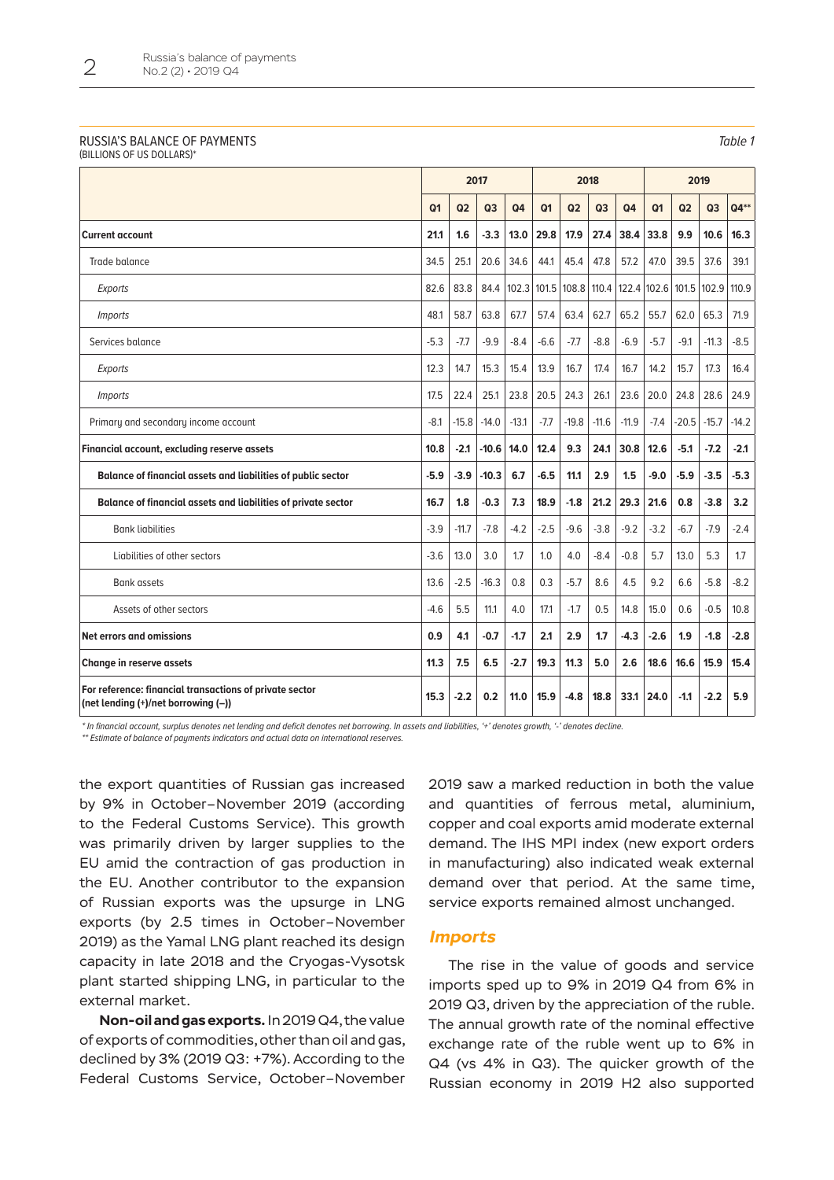RUSSIA'S BALANCE OF PAYMENTS
(BILLIONS OF US DOLLARS)*

*Table 1*

| | 2017 | | | | 2018 | | | | 2019 | | | |
|---|---|---|---|---|---|---|---|---|---|---|---|---|
| | Q1 | Q2 | Q3 | Q4 | Q1 | Q2 | Q3 | Q4 | Q1 | Q2 | Q3 | Q4** |
| **Current account** | **21.1** | **1.6** | **-3.3** | **13.0** | **29.8** | **17.9** | **27.4** | **38.4** | **33.8** | **9.9** | **10.6** | **16.3** |
| Trade balance | 34.5 | 25.1 | 20.6 | 34.6 | 44.1 | 45.4 | 47.8 | 57.2 | 47.0 | 39.5 | 37.6 | 39.1 |
| *Exports* | 82.6 | 83.8 | 84.4 | 102.3 | 101.5 | 108.8 | 110.4 | 122.4 | 102.6 | 101.5 | 102.9 | 110.9 |
| *Imports* | 48.1 | 58.7 | 63.8 | 67.7 | 57.4 | 63.4 | 62.7 | 65.2 | 55.7 | 62.0 | 65.3 | 71.9 |
| Services balance | -5.3 | -7.7 | -9.9 | -8.4 | -6.6 | -7.7 | -8.8 | -6.9 | -5.7 | -9.1 | -11.3 | -8.5 |
| *Exports* | 12.3 | 14.7 | 15.3 | 15.4 | 13.9 | 16.7 | 17.4 | 16.7 | 14.2 | 15.7 | 17.3 | 16.4 |
| *Imports* | 17.5 | 22.4 | 25.1 | 23.8 | 20.5 | 24.3 | 26.1 | 23.6 | 20.0 | 24.8 | 28.6 | 24.9 |
| Primary and secondary income account | -8.1 | -15.8 | -14.0 | -13.1 | -7.7 | -19.8 | -11.6 | -11.9 | -7.4 | -20.5 | -15.7 | -14.2 |
| **Financial account, excluding reserve assets** | **10.8** | **-2.1** | **-10.6** | **14.0** | **12.4** | **9.3** | **24.1** | **30.8** | **12.6** | **-5.1** | **-7.2** | **-2.1** |
| **Balance of financial assets and liabilities of public sector** | **-5.9** | **-3.9** | **-10.3** | **6.7** | **-6.5** | **11.1** | **2.9** | **1.5** | **-9.0** | **-5.9** | **-3.5** | **-5.3** |
| **Balance of financial assets and liabilities of private sector** | **16.7** | **1.8** | **-0.3** | **7.3** | **18.9** | **-1.8** | **21.2** | **29.3** | **21.6** | **0.8** | **-3.8** | **3.2** |
| Bank liabilities | -3.9 | -11.7 | -7.8 | -4.2 | -2.5 | -9.6 | -3.8 | -9.2 | -3.2 | -6.7 | -7.9 | -2.4 |
| Liabilities of other sectors | -3.6 | 13.0 | 3.0 | 1.7 | 1.0 | 4.0 | -8.4 | -0.8 | 5.7 | 13.0 | 5.3 | 1.7 |
| Bank assets | 13.6 | -2.5 | -16.3 | 0.8 | 0.3 | -5.7 | 8.6 | 4.5 | 9.2 | 6.6 | -5.8 | -8.2 |
| Assets of other sectors | -4.6 | 5.5 | 11.1 | 4.0 | 17.1 | -1.7 | 0.5 | 14.8 | 15.0 | 0.6 | -0.5 | 10.8 |
| **Net errors and omissions** | **0.9** | **4.1** | **-0.7** | **-1.7** | **2.1** | **2.9** | **1.7** | **-4.3** | **-2.6** | **1.9** | **-1.8** | **-2.8** |
| **Change in reserve assets** | **11.3** | **7.5** | **6.5** | **-2.7** | **19.3** | **11.3** | **5.0** | **2.6** | **18.6** | **16.6** | **15.9** | **15.4** |
| **For reference: financial transactions of private sector (net lending (+)/net borrowing (–))** | **15.3** | **-2.2** | **0.2** | **11.0** | **15.9** | **-4.8** | **18.8** | **33.1** | **24.0** | **-1.1** | **-2.2** | **5.9** |

*\* In financial account, surplus denotes net lending and deficit denotes net borrowing. In assets and liabilities, '+' denotes growth, '-' denotes decline.*
*\*\* Estimate of balance of payments indicators and actual data on international reserves.*

the export quantities of Russian gas increased by 9% in October–November 2019 (according to the Federal Customs Service). This growth was primarily driven by larger supplies to the EU amid the contraction of gas production in the EU. Another contributor to the expansion of Russian exports was the upsurge in LNG exports (by 2.5 times in October–November 2019) as the Yamal LNG plant reached its design capacity in late 2018 and the Cryogas-Vysotsk plant started shipping LNG, in particular to the external market.

**Non-oil and gas exports.** In 2019 Q4, the value of exports of commodities, other than oil and gas, declined by 3% (2019 Q3: +7%). According to the Federal Customs Service, October–November 2019 saw a marked reduction in both the value and quantities of ferrous metal, aluminium, copper and coal exports amid moderate external demand. The IHS MPI index (new export orders in manufacturing) also indicated weak external demand over that period. At the same time, service exports remained almost unchanged.

### *Imports*

The rise in the value of goods and service imports sped up to 9% in 2019 Q4 from 6% in 2019 Q3, driven by the appreciation of the ruble. The annual growth rate of the nominal effective exchange rate of the ruble went up to 6% in Q4 (vs 4% in Q3). The quicker growth of the Russian economy in 2019 H2 also supported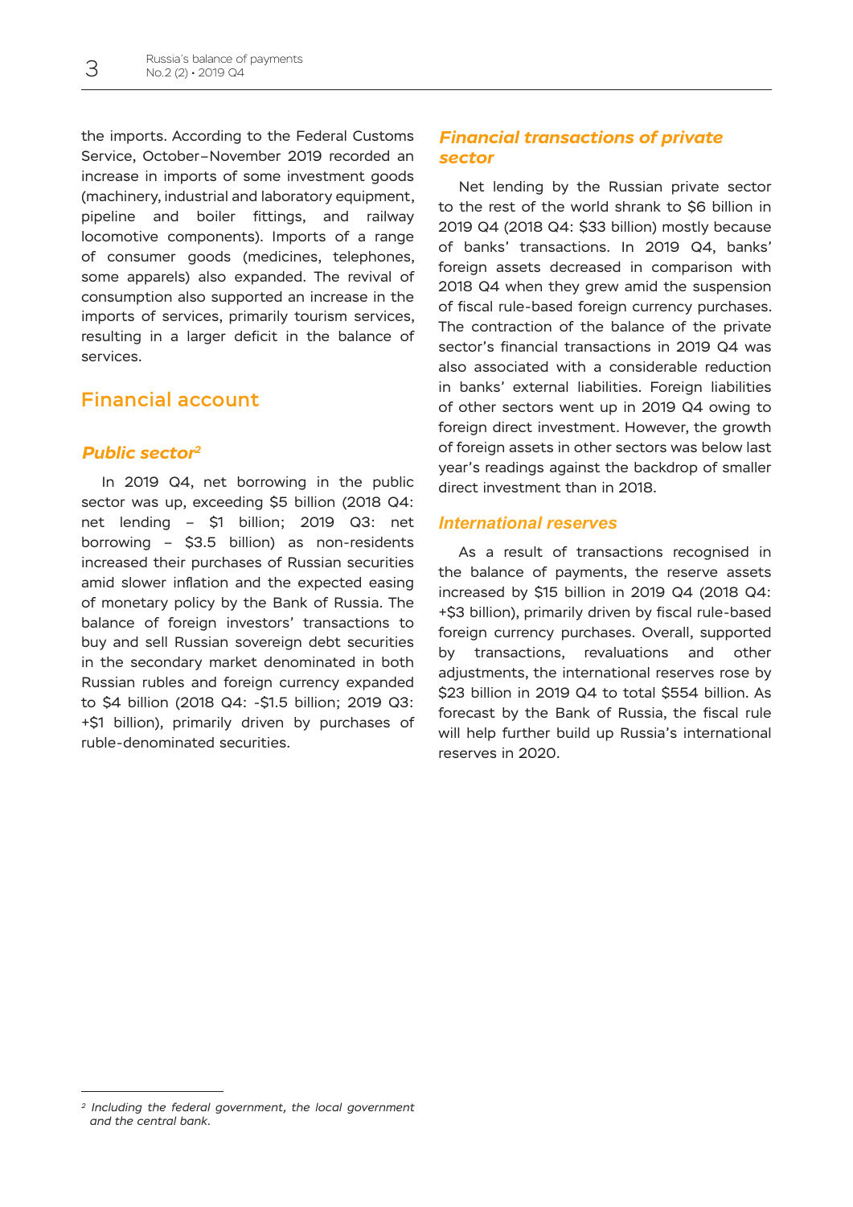the imports. According to the Federal Customs Service, October–November 2019 recorded an increase in imports of some investment goods (machinery, industrial and laboratory equipment, pipeline and boiler fittings, and railway locomotive components). Imports of a range of consumer goods (medicines, telephones, some apparels) also expanded. The revival of consumption also supported an increase in the imports of services, primarily tourism services, resulting in a larger deficit in the balance of services.

## Financial account

### *Public sector*[2]

In 2019 Q4, net borrowing in the public sector was up, exceeding $5 billion (2018 Q4: net lending – $1 billion; 2019 Q3: net borrowing – $3.5 billion) as non-residents increased their purchases of Russian securities amid slower inflation and the expected easing of monetary policy by the Bank of Russia. The balance of foreign investors' transactions to buy and sell Russian sovereign debt securities in the secondary market denominated in both Russian rubles and foreign currency expanded to $4 billion (2018 Q4: -$1.5 billion; 2019 Q3: +$1 billion), primarily driven by purchases of ruble-denominated securities.

### *Financial transactions of private sector*

Net lending by the Russian private sector to the rest of the world shrank to $6 billion in 2019 Q4 (2018 Q4: $33 billion) mostly because of banks' transactions. In 2019 Q4, banks' foreign assets decreased in comparison with 2018 Q4 when they grew amid the suspension of fiscal rule-based foreign currency purchases. The contraction of the balance of the private sector's financial transactions in 2019 Q4 was also associated with a considerable reduction in banks' external liabilities. Foreign liabilities of other sectors went up in 2019 Q4 owing to foreign direct investment. However, the growth of foreign assets in other sectors was below last year's readings against the backdrop of smaller direct investment than in 2018.

### *International reserves*

As a result of transactions recognised in the balance of payments, the reserve assets increased by $15 billion in 2019 Q4 (2018 Q4: +$3 billion), primarily driven by fiscal rule-based foreign currency purchases. Overall, supported by transactions, revaluations and other adjustments, the international reserves rose by $23 billion in 2019 Q4 to total $554 billion. As forecast by the Bank of Russia, the fiscal rule will help further build up Russia's international reserves in 2020.

---

[2] *Including the federal government, the local government and the central bank.*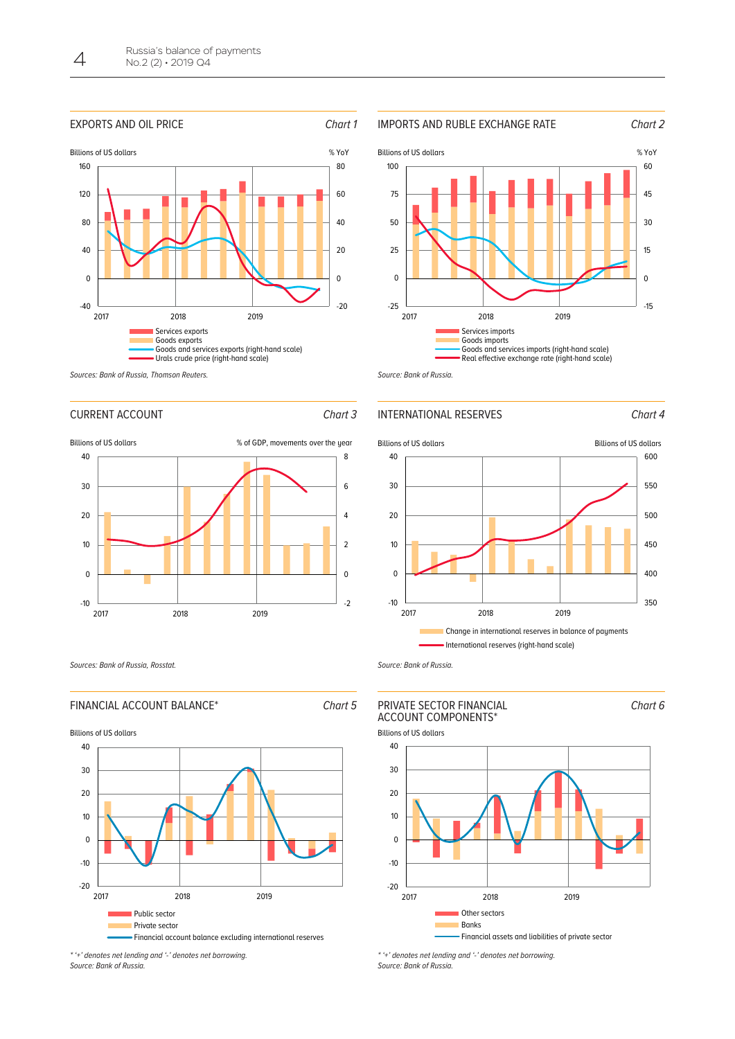### EXPORTS AND OIL PRICE

*Chart 1*

Billions of US dollars | % YoY

- Services exports
- Goods exports
- Goods and services exports (right-hand scale)
- Urals crude price (right-hand scale)

*Sources: Bank of Russia, Thomson Reuters.*

### IMPORTS AND RUBLE EXCHANGE RATE

*Chart 2*

Billions of US dollars | % YoY

- Services imports
- Goods imports
- Goods and services imports (right-hand scale)
- Real effective exchange rate (right-hand scale)

*Source: Bank of Russia.*

### CURRENT ACCOUNT

*Chart 3*

Billions of US dollars | % of GDP, movements over the year

*Sources: Bank of Russia, Rosstat.*

### INTERNATIONAL RESERVES

*Chart 4*

Billions of US dollars | Billions of US dollars

- Change in international reserves in balance of payments
- International reserves (right-hand scale)

*Source: Bank of Russia.*

### FINANCIAL ACCOUNT BALANCE*

*Chart 5*

Billions of US dollars

- Public sector
- Private sector
- Financial account balance excluding international reserves

*\* '+' denotes net lending and '-' denotes net borrowing.*
*Source: Bank of Russia.*

### PRIVATE SECTOR FINANCIAL ACCOUNT COMPONENTS*

*Chart 6*

Billions of US dollars

- Other sectors
- Banks
- Financial assets and liabilities of private sector

*\* '+' denotes net lending and '-' denotes net borrowing.*
*Source: Bank of Russia.*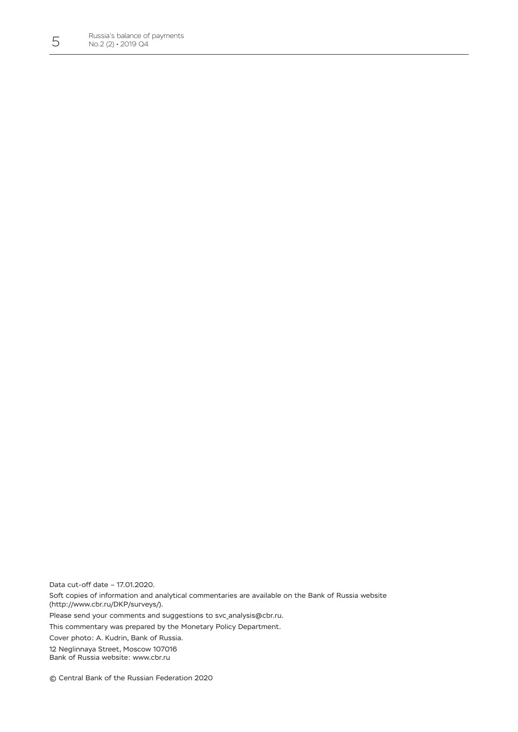Data cut-off date – 17.01.2020.

Soft copies of information and analytical commentaries are available on the Bank of Russia website (http://www.cbr.ru/DKP/surveys/).

Please send your comments and suggestions to svc_analysis@cbr.ru.

This commentary was prepared by the Monetary Policy Department.

Cover photo: A. Kudrin, Bank of Russia.

12 Neglinnaya Street, Moscow 107016
Bank of Russia website: www.cbr.ru

© Central Bank of the Russian Federation 2020